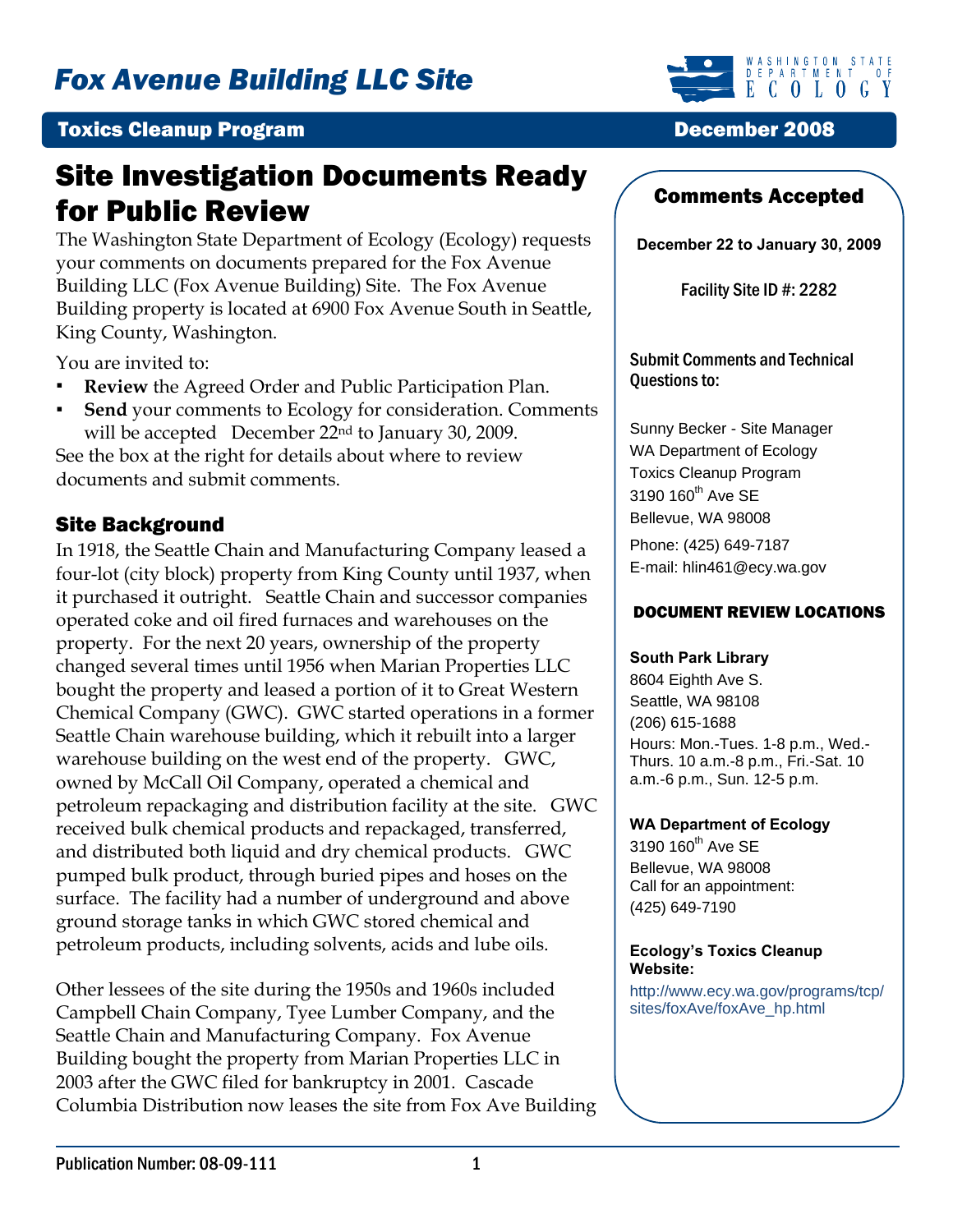# Fox Avenue Building LLC Site

**Toxics Cleanup Program** — **December 2008**

## Site Investigation Documents Ready for Public Review

The Washington State Department of Ecology (Ecology) requests your comments on documents prepared for the Fox Avenue Building LLC (Fox Avenue Building) Site. The Fox Avenue Building property is located at 6900 Fox Avenue South in Seattle, King County, Washington.

You are invited to:

- **Review** the Agreed Order and Public Participation Plan.
- **Send** your comments to Ecology for consideration. Comments will be accepted December 22nd to January 30, 2009.

See the box at the right for details about where to review documents and submit comments.

### Site Background

In 1918, the Seattle Chain and Manufacturing Company leased a four-lot (city block) property from King County until 1937, when it purchased it outright. Seattle Chain and successor companies operated coke and oil fired furnaces and warehouses on the property. For the next 20 years, ownership of the property changed several times until 1956 when Marian Properties LLC bought the property and leased a portion of it to Great Western Chemical Company (GWC). GWC started operations in a former Seattle Chain warehouse building, which it rebuilt into a larger warehouse building on the west end of the property. GWC, owned by McCall Oil Company, operated a chemical and petroleum repackaging and distribution facility at the site. GWC received bulk chemical products and repackaged, transferred, and distributed both liquid and dry chemical products. GWC pumped bulk product, through buried pipes and hoses on the surface. The facility had a number of underground and above ground storage tanks in which GWC stored chemical and petroleum products, including solvents, acids and lube oils.

Other lessees of the site during the 1950s and 1960s included Campbell Chain Company, Tyee Lumber Company, and the Seattle Chain and Manufacturing Company. Fox Avenue Building bought the property from Marian Properties LLC in 2003 after the GWC filed for bankruptcy in 2001. Cascade Columbia Distribution now leases the site from Fox Ave Building

---

### Comments Accepted

**December 22 to January 30, 2009**

Facility Site ID #: 2282

**Submit Comments and Technical Questions to:**

Sunny Becker - Site Manager
WA Department of Ecology
Toxics Cleanup Program
3190 160th Ave SE
Bellevue, WA 98008
Phone: (425) 649-7187
E-mail: hlin461@ecy.wa.gov

**DOCUMENT REVIEW LOCATIONS**

**South Park Library**
8604 Eighth Ave S.
Seattle, WA 98108
(206) 615-1688
Hours: Mon.-Tues. 1-8 p.m., Wed.-Thurs. 10 a.m.-8 p.m., Fri.-Sat. 10 a.m.-6 p.m., Sun. 12-5 p.m.

**WA Department of Ecology**
3190 160th Ave SE
Bellevue, WA 98008
Call for an appointment:
(425) 649-7190

**Ecology's Toxics Cleanup Website:**
http://www.ecy.wa.gov/programs/tcp/sites/foxAve/foxAve_hp.html

---

Publication Number: 08-09-111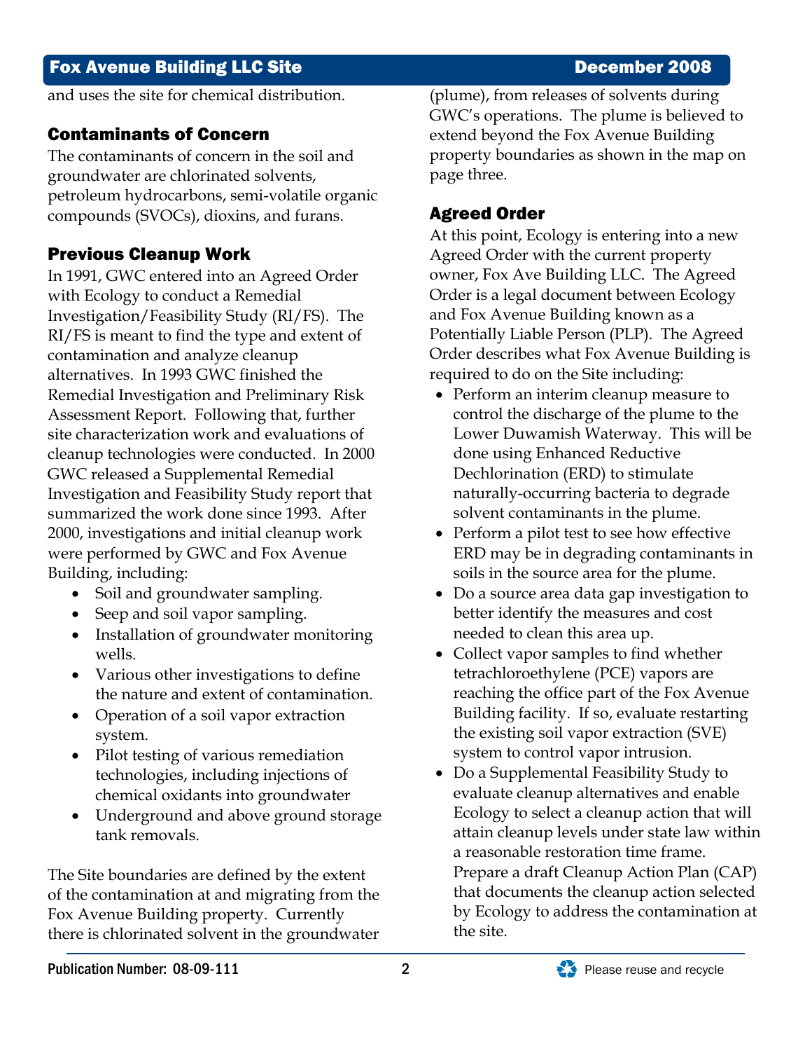and uses the site for chemical distribution.

## Contaminants of Concern

The contaminants of concern in the soil and groundwater are chlorinated solvents, petroleum hydrocarbons, semi-volatile organic compounds (SVOCs), dioxins, and furans.

## Previous Cleanup Work

In 1991, GWC entered into an Agreed Order with Ecology to conduct a Remedial Investigation/Feasibility Study (RI/FS). The RI/FS is meant to find the type and extent of contamination and analyze cleanup alternatives. In 1993 GWC finished the Remedial Investigation and Preliminary Risk Assessment Report. Following that, further site characterization work and evaluations of cleanup technologies were conducted. In 2000 GWC released a Supplemental Remedial Investigation and Feasibility Study report that summarized the work done since 1993. After 2000, investigations and initial cleanup work were performed by GWC and Fox Avenue Building, including:

- Soil and groundwater sampling.
- Seep and soil vapor sampling.
- Installation of groundwater monitoring wells.
- Various other investigations to define the nature and extent of contamination.
- Operation of a soil vapor extraction system.
- Pilot testing of various remediation technologies, including injections of chemical oxidants into groundwater
- Underground and above ground storage tank removals.

The Site boundaries are defined by the extent of the contamination at and migrating from the Fox Avenue Building property. Currently there is chlorinated solvent in the groundwater (plume), from releases of solvents during GWC's operations. The plume is believed to extend beyond the Fox Avenue Building property boundaries as shown in the map on page three.

## Agreed Order

At this point, Ecology is entering into a new Agreed Order with the current property owner, Fox Ave Building LLC. The Agreed Order is a legal document between Ecology and Fox Avenue Building known as a Potentially Liable Person (PLP). The Agreed Order describes what Fox Avenue Building is required to do on the Site including:

- Perform an interim cleanup measure to control the discharge of the plume to the Lower Duwamish Waterway. This will be done using Enhanced Reductive Dechlorination (ERD) to stimulate naturally-occurring bacteria to degrade solvent contaminants in the plume.
- Perform a pilot test to see how effective ERD may be in degrading contaminants in soils in the source area for the plume.
- Do a source area data gap investigation to better identify the measures and cost needed to clean this area up.
- Collect vapor samples to find whether tetrachloroethylene (PCE) vapors are reaching the office part of the Fox Avenue Building facility. If so, evaluate restarting the existing soil vapor extraction (SVE) system to control vapor intrusion.
- Do a Supplemental Feasibility Study to evaluate cleanup alternatives and enable Ecology to select a cleanup action that will attain cleanup levels under state law within a reasonable restoration time frame. Prepare a draft Cleanup Action Plan (CAP) that documents the cleanup action selected by Ecology to address the contamination at the site.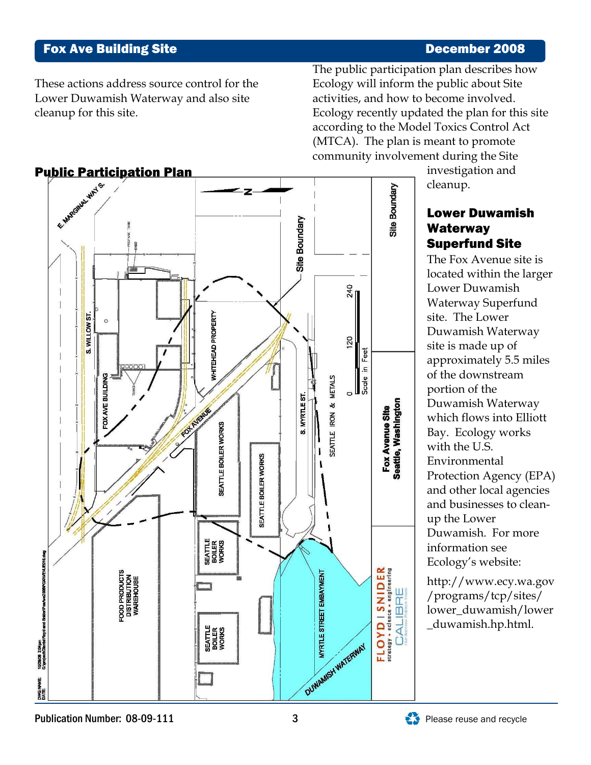These actions address source control for the Lower Duwamish Waterway and also site cleanup for this site.

## Public Participation Plan

The public participation plan describes how Ecology will inform the public about Site activities, and how to become involved. Ecology recently updated the plan for this site according to the Model Toxics Control Act (MTCA). The plan is meant to promote community involvement during the Site investigation and cleanup.

## Lower Duwamish Waterway Superfund Site

The Fox Avenue site is located within the larger Lower Duwamish Waterway Superfund site. The Lower Duwamish Waterway site is made up of approximately 5.5 miles of the downstream portion of the Duwamish Waterway which flows into Elliott Bay. Ecology works with the U.S. Environmental Protection Agency (EPA) and other local agencies and businesses to clean-up the Lower Duwamish. For more information see Ecology's website:

http://www.ecy.wa.gov/programs/tcp/sites/lower_duwamish/lower_duwamish.hp.html.

Publication Number: 08-09-111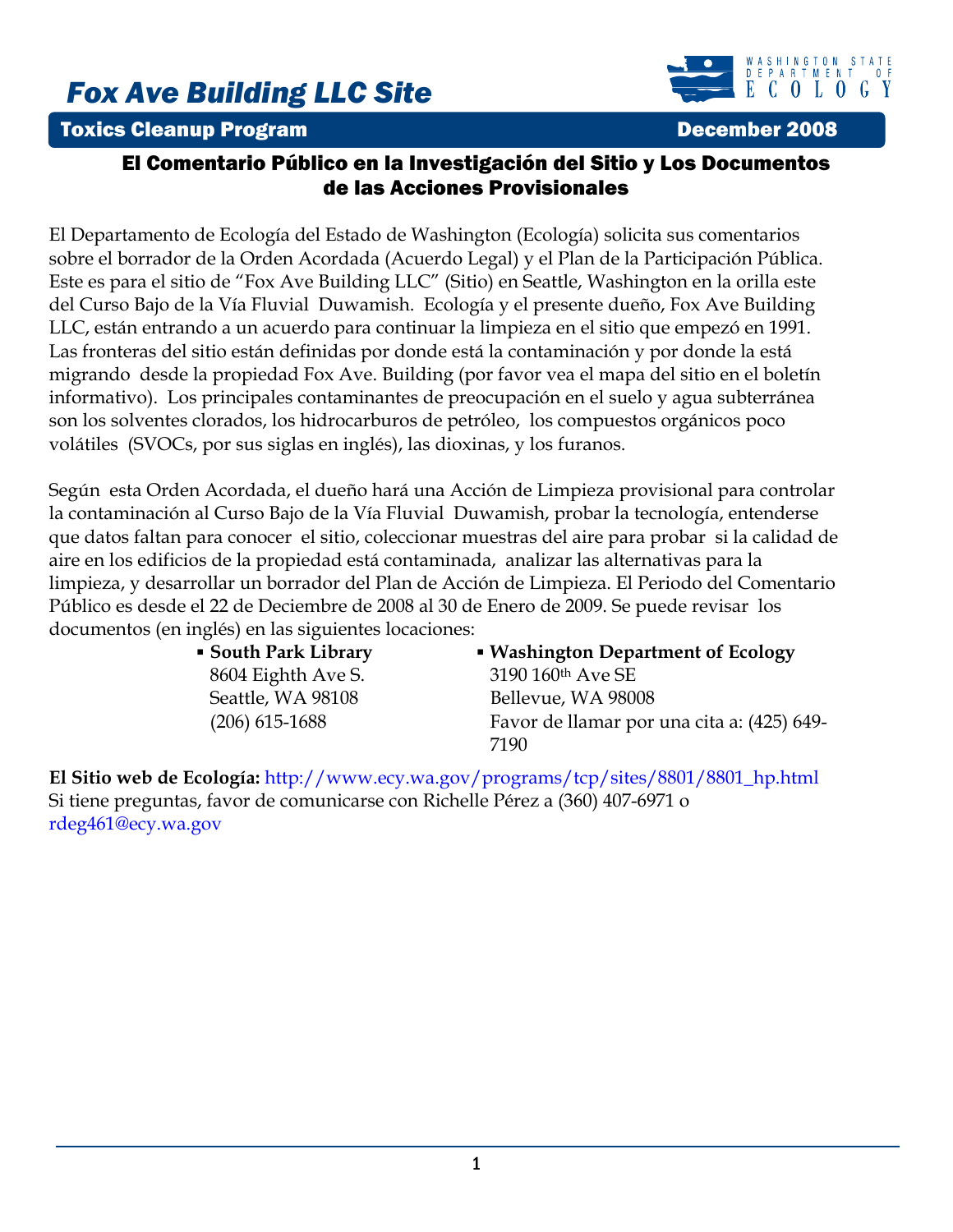# Fox Ave Building LLC Site

**Toxics Cleanup Program** — **December 2008**

## El Comentario Público en la Investigación del Sitio y Los Documentos de las Acciones Provisionales

El Departamento de Ecología del Estado de Washington (Ecología) solicita sus comentarios sobre el borrador de la Orden Acordada (Acuerdo Legal) y el Plan de la Participación Pública. Este es para el sitio de "Fox Ave Building LLC" (Sitio) en Seattle, Washington en la orilla este del Curso Bajo de la Vía Fluvial Duwamish. Ecología y el presente dueño, Fox Ave Building LLC, están entrando a un acuerdo para continuar la limpieza en el sitio que empezó en 1991. Las fronteras del sitio están definidas por donde está la contaminación y por donde la está migrando desde la propiedad Fox Ave. Building (por favor vea el mapa del sitio en el boletín informativo). Los principales contaminantes de preocupación en el suelo y agua subterránea son los solventes clorados, los hidrocarburos de petróleo, los compuestos orgánicos poco volátiles (SVOCs, por sus siglas en inglés), las dioxinas, y los furanos.

Según esta Orden Acordada, el dueño hará una Acción de Limpieza provisional para controlar la contaminación al Curso Bajo de la Vía Fluvial Duwamish, probar la tecnología, entenderse que datos faltan para conocer el sitio, coleccionar muestras del aire para probar si la calidad de aire en los edificios de la propiedad está contaminada, analizar las alternativas para la limpieza, y desarrollar un borrador del Plan de Acción de Limpieza. El Periodo del Comentario Público es desde el 22 de Deciembre de 2008 al 30 de Enero de 2009. Se puede revisar los documentos (en inglés) en las siguientes locaciones:

- **South Park Library**
  8604 Eighth Ave S.
  Seattle, WA 98108
  (206) 615-1688
- **Washington Department of Ecology**
  3190 160th Ave SE
  Bellevue, WA 98008
  Favor de llamar por una cita a: (425) 649-7190

**El Sitio web de Ecología:** http://www.ecy.wa.gov/programs/tcp/sites/8801/8801_hp.html
Si tiene preguntas, favor de comunicarse con Richelle Pérez a (360) 407-6971 o rdeg461@ecy.wa.gov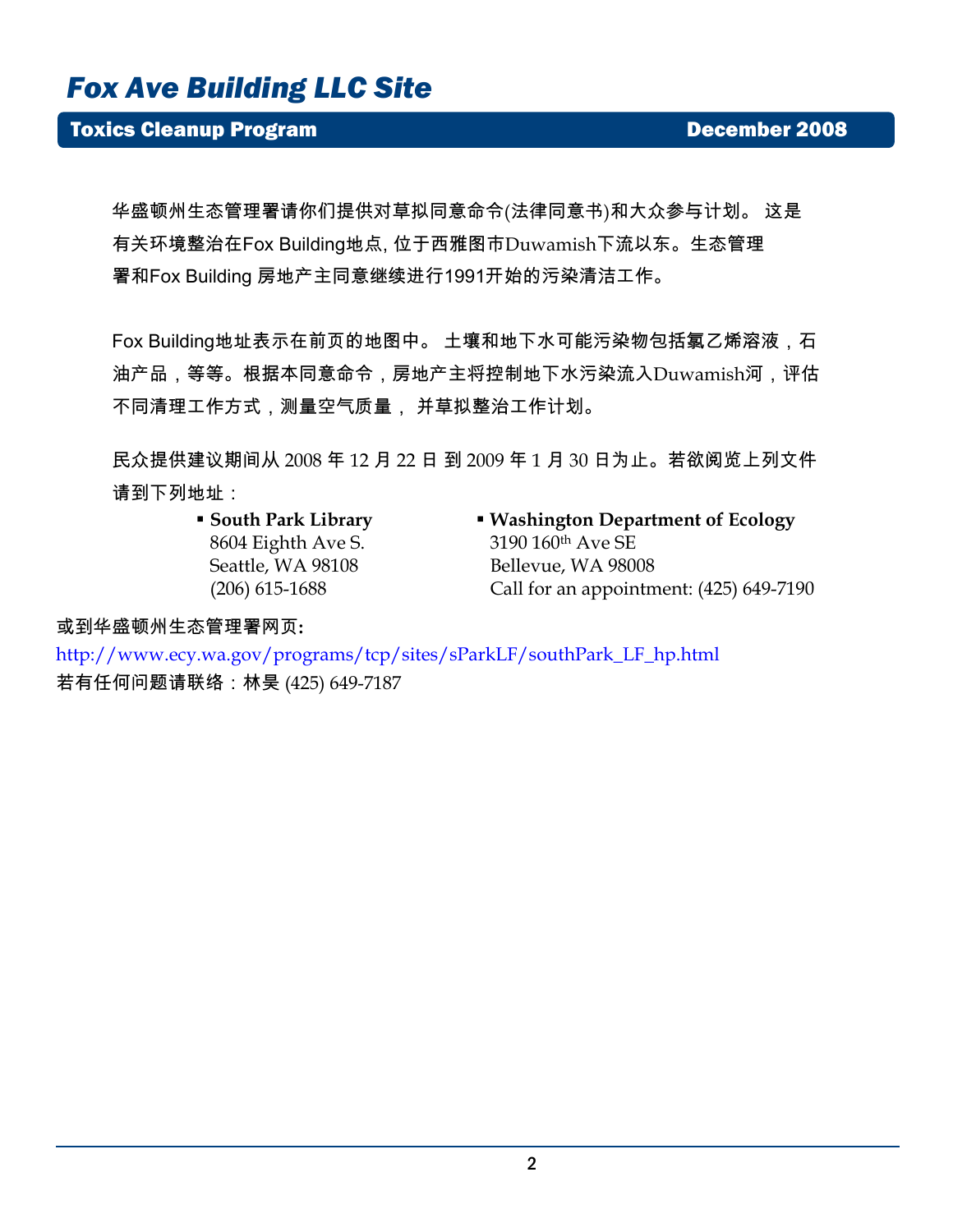# *Fox Ave Building LLC Site*

**Toxics Cleanup Program** **December 2008**

华盛顿州生态管理署请你们提供对草拟同意命令(法律同意书)和大众参与计划。 这是有关环境整治在Fox Building地点, 位于西雅图市Duwamish下流以东。生态管理署和Fox Building 房地产主同意继续进行1991开始的污染清洁工作。

Fox Building地址表示在前页的地图中。 土壤和地下水可能污染物包括氯乙烯溶液，石油产品，等等。根据本同意命令，房地产主将控制地下水污染流入Duwamish河，评估不同清理工作方式，测量空气质量， 并草拟整治工作计划。

民众提供建议期间从 2008 年 12 月 22 日 到 2009 年 1 月 30 日为止。若欲阅览上列文件请到下列地址：

- **South Park Library**
  8604 Eighth Ave S.
  Seattle, WA 98108
  (206) 615-1688

- **Washington Department of Ecology**
  3190 160th Ave SE
  Bellevue, WA 98008
  Call for an appointment: (425) 649-7190

或到华盛顿州生态管理署网页:

http://www.ecy.wa.gov/programs/tcp/sites/sParkLF/southPark_LF_hp.html

若有任何问题请联络：林昊 (425) 649-7187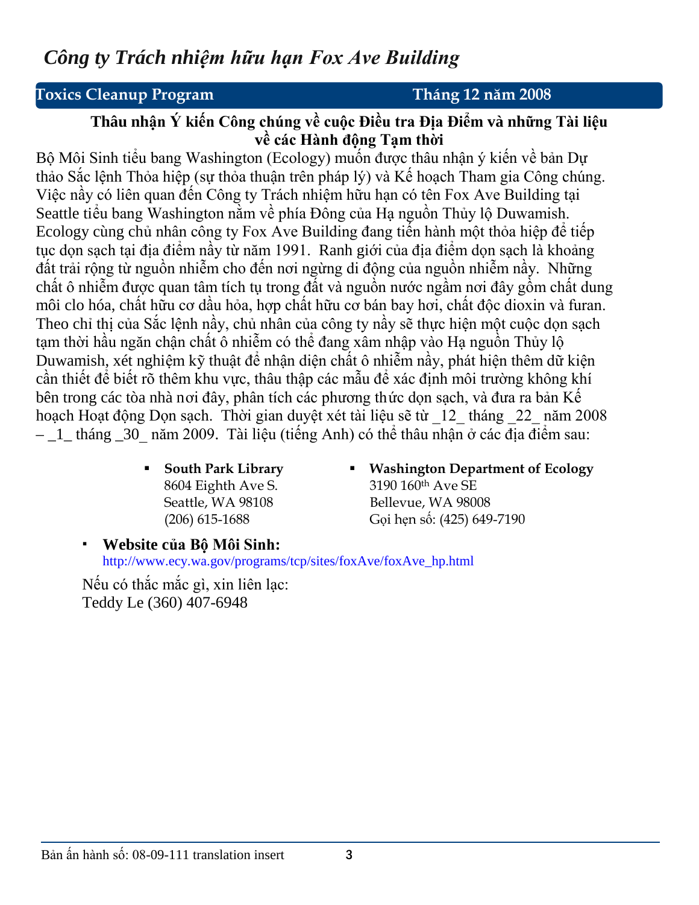# *Công ty Trách nhiệm hữu hạn Fox Ave Building*

**Toxics Cleanup Program** **Tháng 12 năm 2008**

### Thâu nhận Ý kiến Công chúng về cuộc Điều tra Địa Điểm và những Tài liệu về các Hành động Tạm thời

Bộ Môi Sinh tiểu bang Washington (Ecology) muốn được thâu nhận ý kiến về bản Dự thảo Sắc lệnh Thỏa hiệp (sự thỏa thuận trên pháp lý) và Kế hoạch Tham gia Công chúng. Việc nầy có liên quan đến Công ty Trách nhiệm hữu hạn có tên Fox Ave Building tại Seattle tiểu bang Washington nằm về phía Đông của Hạ nguồn Thủy lộ Duwamish. Ecology cùng chủ nhân công ty Fox Ave Building đang tiến hành một thỏa hiệp để tiếp tục dọn sạch tại địa điểm nầy từ năm 1991. Ranh giới của địa điểm dọn sạch là khoảng đất trải rộng từ nguồn nhiễm cho đến nơi ngừng di động của nguồn nhiễm nầy. Những chất ô nhiễm được quan tâm tích tụ trong đất và nguồn nước ngầm nơi đây gồm chất dung môi clo hóa, chất hữu cơ dầu hỏa, hợp chất hữu cơ bán bay hơi, chất độc dioxin và furan. Theo chỉ thị của Sắc lệnh nầy, chủ nhân của công ty nầy sẽ thực hiện một cuộc dọn sạch tạm thời hầu ngăn chận chất ô nhiễm có thể đang xâm nhập vào Hạ nguồn Thủy lộ Duwamish, xét nghiệm kỹ thuật để nhận diện chất ô nhiễm nầy, phát hiện thêm dữ kiện cần thiết để biết rõ thêm khu vực, thâu thập các mẫu để xác định môi trường không khí bên trong các tòa nhà nơi đây, phân tích các phương thức dọn sạch, và đưa ra bản Kế hoạch Hoạt động Dọn sạch. Thời gian duyệt xét tài liệu sẽ từ _12_ tháng _22_ năm 2008 – _1_ tháng _30_ năm 2009. Tài liệu (tiếng Anh) có thể thâu nhận ở các địa điểm sau:

- **South Park Library**
  8604 Eighth Ave S.
  Seattle, WA 98108
  (206) 615-1688
- **Washington Department of Ecology**
  3190 160th Ave SE
  Bellevue, WA 98008
  Gọi hẹn số: (425) 649-7190
- **Website của Bộ Môi Sinh:**
  http://www.ecy.wa.gov/programs/tcp/sites/foxAve/foxAve_hp.html

Nếu có thắc mắc gì, xin liên lạc:
Teddy Le (360) 407-6948

Bản ấn hành số: 08-09-111 translation insert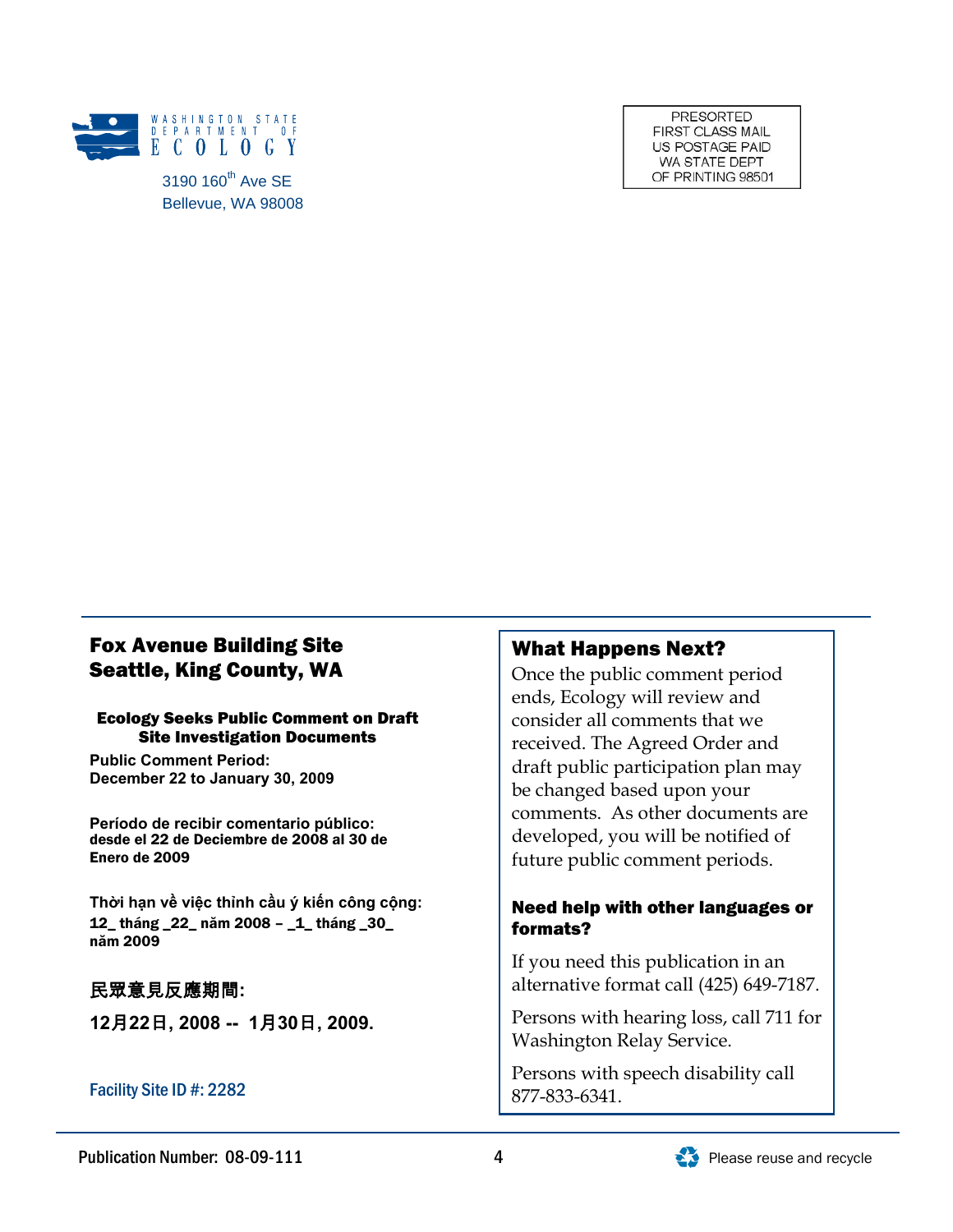WASHINGTON STATE DEPARTMENT OF ECOLOGY

3190 160th Ave SE
Bellevue, WA 98008

PRESORTED
FIRST CLASS MAIL
US POSTAGE PAID
WA STATE DEPT
OF PRINTING 98501

## Fox Avenue Building Site
## Seattle, King County, WA

**Ecology Seeks Public Comment on Draft Site Investigation Documents**

**Public Comment Period:**
**December 22 to January 30, 2009**

**Período de recibir comentario público:**
**desde el 22 de Deciembre de 2008 al 30 de Enero de 2009**

**Thời hạn về việc thỉnh cầu ý kiến công cộng:**
**12_ tháng _22_ năm 2008 – _1_ tháng _30_ năm 2009**

**民眾意見反應期間:**

**12月22日, 2008 -- 1月30日, 2009.**

Facility Site ID #: 2282

## What Happens Next?

Once the public comment period ends, Ecology will review and consider all comments that we received. The Agreed Order and draft public participation plan may be changed based upon your comments. As other documents are developed, you will be notified of future public comment periods.

### Need help with other languages or formats?

If you need this publication in an alternative format call (425) 649-7187.

Persons with hearing loss, call 711 for Washington Relay Service.

Persons with speech disability call 877-833-6341.

Publication Number: 08-09-111

Please reuse and recycle